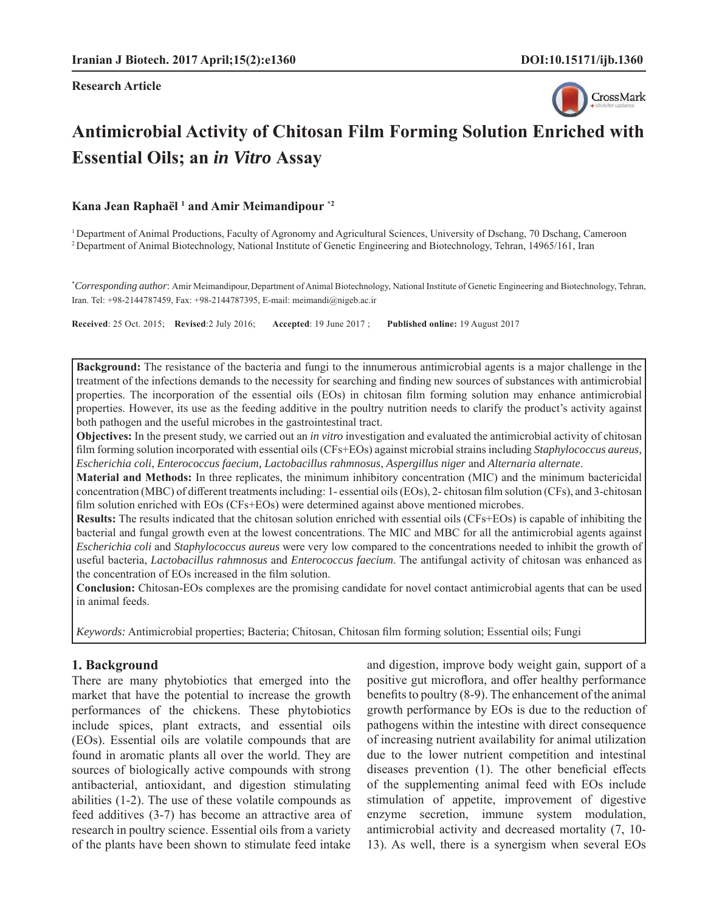**Research Article**

# Antimicrobial Activity of Chitosan Film Forming Solution Enriched with Essential Oils; an *in Vitro* Assay

**Kana Jean Raphaël [1] and Amir Meimandipour [*2]**

[1] Department of Animal Productions, Faculty of Agronomy and Agricultural Sciences, University of Dschang, 70 Dschang, Cameroon
[2] Department of Animal Biotechnology, National Institute of Genetic Engineering and Biotechnology, Tehran, 14965/161, Iran

[*] *Corresponding author*: Amir Meimandipour, Department of Animal Biotechnology, National Institute of Genetic Engineering and Biotechnology, Tehran, Iran. Tel: +98-2144787459, Fax: +98-2144787395, E-mail: meimandi@nigeb.ac.ir

**Received**: 25 Oct. 2015; **Revised**:2 July 2016; **Accepted**: 19 June 2017 ; **Published online:** 19 August 2017

**Background:** The resistance of the bacteria and fungi to the innumerous antimicrobial agents is a major challenge in the treatment of the infections demands to the necessity for searching and finding new sources of substances with antimicrobial properties. The incorporation of the essential oils (EOs) in chitosan film forming solution may enhance antimicrobial properties. However, its use as the feeding additive in the poultry nutrition needs to clarify the product's activity against both pathogen and the useful microbes in the gastrointestinal tract.

**Objectives:** In the present study, we carried out an *in vitro* investigation and evaluated the antimicrobial activity of chitosan film forming solution incorporated with essential oils (CFs+EOs) against microbial strains including *Staphylococcus aureus, Escherichia coli*, *Enterococcus faecium, Lactobacillus rahmnosus*, *Aspergillus niger* and *Alternaria alternate*.

**Material and Methods:** In three replicates, the minimum inhibitory concentration (MIC) and the minimum bactericidal concentration (MBC) of different treatments including: 1- essential oils (EOs), 2- chitosan film solution (CFs), and 3-chitosan film solution enriched with EOs (CFs+EOs) were determined against above mentioned microbes.

**Results:** The results indicated that the chitosan solution enriched with essential oils (CFs+EOs) is capable of inhibiting the bacterial and fungal growth even at the lowest concentrations. The MIC and MBC for all the antimicrobial agents against *Escherichia coli* and *Staphylococcus aureus* were very low compared to the concentrations needed to inhibit the growth of useful bacteria, *Lactobacillus rahmnosus* and *Enterococcus faecium*. The antifungal activity of chitosan was enhanced as the concentration of EOs increased in the film solution.

**Conclusion:** Chitosan-EOs complexes are the promising candidate for novel contact antimicrobial agents that can be used in animal feeds.

*Keywords:* Antimicrobial properties; Bacteria; Chitosan, Chitosan film forming solution; Essential oils; Fungi

## 1. Background

There are many phytobiotics that emerged into the market that have the potential to increase the growth performances of the chickens. These phytobiotics include spices, plant extracts, and essential oils (EOs). Essential oils are volatile compounds that are found in aromatic plants all over the world. They are sources of biologically active compounds with strong antibacterial, antioxidant, and digestion stimulating abilities (1-2). The use of these volatile compounds as feed additives (3-7) has become an attractive area of research in poultry science. Essential oils from a variety of the plants have been shown to stimulate feed intake and digestion, improve body weight gain, support of a positive gut microflora, and offer healthy performance benefits to poultry (8-9). The enhancement of the animal growth performance by EOs is due to the reduction of pathogens within the intestine with direct consequence of increasing nutrient availability for animal utilization due to the lower nutrient competition and intestinal diseases prevention (1). The other beneficial effects of the supplementing animal feed with EOs include stimulation of appetite, improvement of digestive enzyme secretion, immune system modulation, antimicrobial activity and decreased mortality (7, 10-13). As well, there is a synergism when several EOs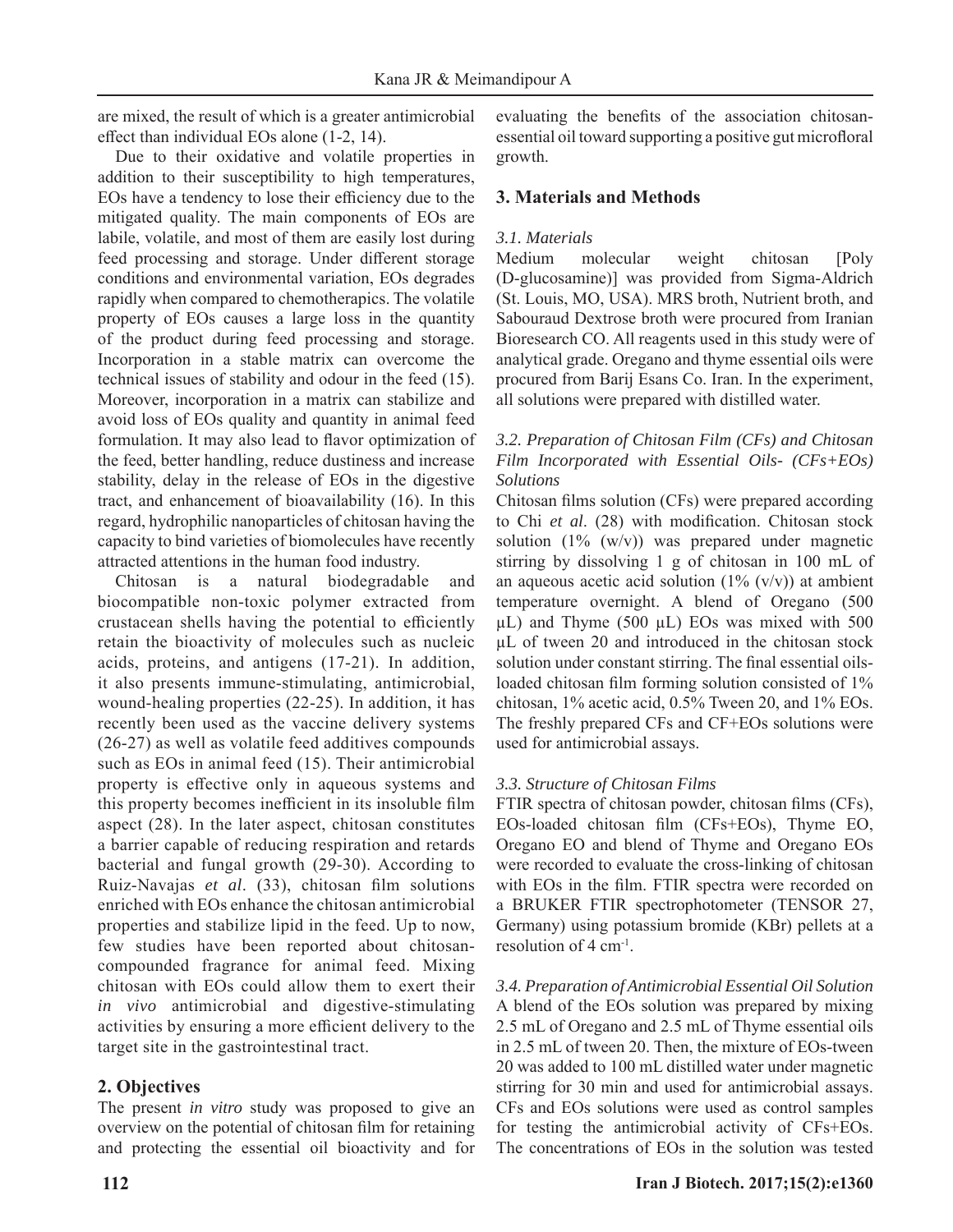are mixed, the result of which is a greater antimicrobial effect than individual EOs alone (1-2, 14).

Due to their oxidative and volatile properties in addition to their susceptibility to high temperatures, EOs have a tendency to lose their efficiency due to the mitigated quality. The main components of EOs are labile, volatile, and most of them are easily lost during feed processing and storage. Under different storage conditions and environmental variation, EOs degrades rapidly when compared to chemotherapics. The volatile property of EOs causes a large loss in the quantity of the product during feed processing and storage. Incorporation in a stable matrix can overcome the technical issues of stability and odour in the feed (15). Moreover, incorporation in a matrix can stabilize and avoid loss of EOs quality and quantity in animal feed formulation. It may also lead to flavor optimization of the feed, better handling, reduce dustiness and increase stability, delay in the release of EOs in the digestive tract, and enhancement of bioavailability (16). In this regard, hydrophilic nanoparticles of chitosan having the capacity to bind varieties of biomolecules have recently attracted attentions in the human food industry.

Chitosan is a natural biodegradable and biocompatible non-toxic polymer extracted from crustacean shells having the potential to efficiently retain the bioactivity of molecules such as nucleic acids, proteins, and antigens (17-21). In addition, it also presents immune-stimulating, antimicrobial, wound-healing properties (22-25). In addition, it has recently been used as the vaccine delivery systems (26-27) as well as volatile feed additives compounds such as EOs in animal feed (15). Their antimicrobial property is effective only in aqueous systems and this property becomes inefficient in its insoluble film aspect (28). In the later aspect, chitosan constitutes a barrier capable of reducing respiration and retards bacterial and fungal growth (29-30). According to Ruiz-Navajas *et al*. (33), chitosan film solutions enriched with EOs enhance the chitosan antimicrobial properties and stabilize lipid in the feed. Up to now, few studies have been reported about chitosan-compounded fragrance for animal feed. Mixing chitosan with EOs could allow them to exert their *in vivo* antimicrobial and digestive-stimulating activities by ensuring a more efficient delivery to the target site in the gastrointestinal tract.

## 2. Objectives

The present *in vitro* study was proposed to give an overview on the potential of chitosan film for retaining and protecting the essential oil bioactivity and for evaluating the benefits of the association chitosan-essential oil toward supporting a positive gut microfloral growth.

## 3. Materials and Methods

### *3.1. Materials*

Medium molecular weight chitosan [Poly (D-glucosamine)] was provided from Sigma-Aldrich (St. Louis, MO, USA). MRS broth, Nutrient broth, and Sabouraud Dextrose broth were procured from Iranian Bioresearch CO. All reagents used in this study were of analytical grade. Oregano and thyme essential oils were procured from Barij Esans Co. Iran. In the experiment, all solutions were prepared with distilled water.

### *3.2. Preparation of Chitosan Film (CFs) and Chitosan Film Incorporated with Essential Oils- (CFs+EOs) Solutions*

Chitosan films solution (CFs) were prepared according to Chi *et al*. (28) with modification. Chitosan stock solution (1% (w/v)) was prepared under magnetic stirring by dissolving 1 g of chitosan in 100 mL of an aqueous acetic acid solution (1% (v/v)) at ambient temperature overnight. A blend of Oregano (500 µL) and Thyme (500 µL) EOs was mixed with 500 µL of tween 20 and introduced in the chitosan stock solution under constant stirring. The final essential oils-loaded chitosan film forming solution consisted of 1% chitosan, 1% acetic acid, 0.5% Tween 20, and 1% EOs. The freshly prepared CFs and CF+EOs solutions were used for antimicrobial assays.

### *3.3. Structure of Chitosan Films*

FTIR spectra of chitosan powder, chitosan films (CFs), EOs-loaded chitosan film (CFs+EOs), Thyme EO, Oregano EO and blend of Thyme and Oregano EOs were recorded to evaluate the cross-linking of chitosan with EOs in the film. FTIR spectra were recorded on a BRUKER FTIR spectrophotometer (TENSOR 27, Germany) using potassium bromide (KBr) pellets at a resolution of 4 $cm^{-1}$.

### *3.4. Preparation of Antimicrobial Essential Oil Solution*

A blend of the EOs solution was prepared by mixing 2.5 mL of Oregano and 2.5 mL of Thyme essential oils in 2.5 mL of tween 20. Then, the mixture of EOs-tween 20 was added to 100 mL distilled water under magnetic stirring for 30 min and used for antimicrobial assays. CFs and EOs solutions were used as control samples for testing the antimicrobial activity of CFs+EOs. The concentrations of EOs in the solution was tested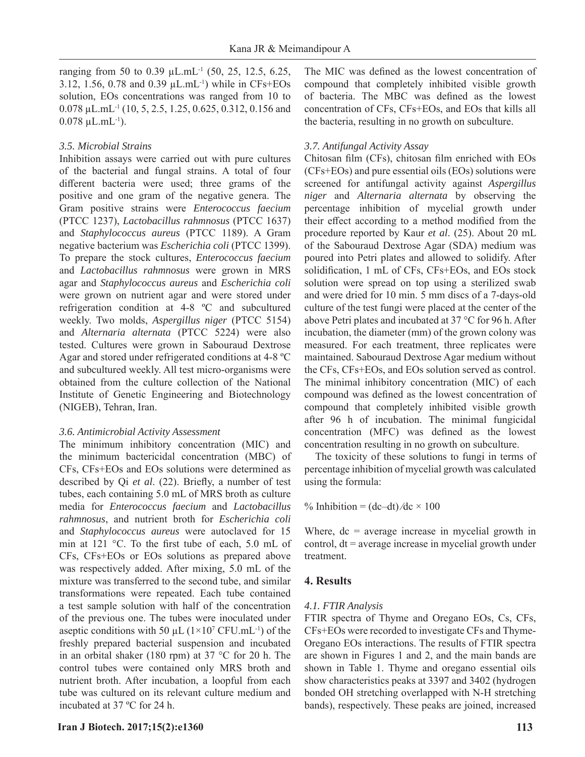ranging from 50 to 0.39 µL.mL$^{-1}$ (50, 25, 12.5, 6.25, 3.12, 1.56, 0.78 and 0.39 µL.mL$^{-1}$) while in CFs+EOs solution, EOs concentrations was ranged from 10 to 0.078 µL.mL$^{-1}$ (10, 5, 2.5, 1.25, 0.625, 0.312, 0.156 and 0.078 µL.mL$^{-1}$).

### *3.5. Microbial Strains*

Inhibition assays were carried out with pure cultures of the bacterial and fungal strains. A total of four different bacteria were used; three grams of the positive and one gram of the negative genera. The Gram positive strains were *Enterococcus faecium* (PTCC 1237), *Lactobacillus rahmnosus* (PTCC 1637) and *Staphylococcus aureus* (PTCC 1189). A Gram negative bacterium was *Escherichia coli* (PTCC 1399). To prepare the stock cultures, *Enterococcus faecium* and *Lactobacillus rahmnosus* were grown in MRS agar and *Staphylococcus aureus* and *Escherichia coli* were grown on nutrient agar and were stored under refrigeration condition at 4-8 ºC and subcultured weekly. Two molds, *Aspergillus niger* (PTCC 5154) and *Alternaria alternata* (PTCC 5224) were also tested. Cultures were grown in Sabouraud Dextrose Agar and stored under refrigerated conditions at 4-8 ºC and subcultured weekly. All test micro-organisms were obtained from the culture collection of the National Institute of Genetic Engineering and Biotechnology (NIGEB), Tehran, Iran.

### *3.6. Antimicrobial Activity Assessment*

The minimum inhibitory concentration (MIC) and the minimum bactericidal concentration (MBC) of CFs, CFs+EOs and EOs solutions were determined as described by Qi *et al*. (22). Briefly, a number of test tubes, each containing 5.0 mL of MRS broth as culture media for *Enterococcus faecium* and *Lactobacillus rahmnosus*, and nutrient broth for *Escherichia coli* and *Staphylococcus aureus* were autoclaved for 15 min at 121 °C. To the first tube of each, 5.0 mL of CFs, CFs+EOs or EOs solutions as prepared above was respectively added. After mixing, 5.0 mL of the mixture was transferred to the second tube, and similar transformations were repeated. Each tube contained a test sample solution with half of the concentration of the previous one. The tubes were inoculated under aseptic conditions with 50 µL ($1\times10^{7}$ CFU.mL$^{-1}$) of the freshly prepared bacterial suspension and incubated in an orbital shaker (180 rpm) at 37 °C for 20 h. The control tubes were contained only MRS broth and nutrient broth. After incubation, a loopful from each tube was cultured on its relevant culture medium and incubated at 37 ºC for 24 h.

The MIC was defined as the lowest concentration of compound that completely inhibited visible growth of bacteria. The MBC was defined as the lowest concentration of CFs, CFs+EOs, and EOs that kills all the bacteria, resulting in no growth on subculture.

### *3.7. Antifungal Activity Assay*

Chitosan film (CFs), chitosan film enriched with EOs (CFs+EOs) and pure essential oils (EOs) solutions were screened for antifungal activity against *Aspergillus niger* and *Alternaria alternata* by observing the percentage inhibition of mycelial growth under their effect according to a method modified from the procedure reported by Kaur *et al*. (25). About 20 mL of the Sabouraud Dextrose Agar (SDA) medium was poured into Petri plates and allowed to solidify. After solidification, 1 mL of CFs, CFs+EOs, and EOs stock solution were spread on top using a sterilized swab and were dried for 10 min. 5 mm discs of a 7-days-old culture of the test fungi were placed at the center of the above Petri plates and incubated at 37 °C for 96 h. After incubation, the diameter (mm) of the grown colony was measured. For each treatment, three replicates were maintained. Sabouraud Dextrose Agar medium without the CFs, CFs+EOs, and EOs solution served as control. The minimal inhibitory concentration (MIC) of each compound was defined as the lowest concentration of compound that completely inhibited visible growth after 96 h of incubation. The minimal fungicidal concentration (MFC) was defined as the lowest concentration resulting in no growth on subculture.

The toxicity of these solutions to fungi in terms of percentage inhibition of mycelial growth was calculated using the formula:

$$\% \text{ Inhibition} = (dc - dt)/dc \times 100$$

Where, dc = average increase in mycelial growth in control, dt = average increase in mycelial growth under treatment.

## 4. Results

### *4.1. FTIR Analysis*

FTIR spectra of Thyme and Oregano EOs, Cs, CFs, CFs+EOs were recorded to investigate CFs and Thyme-Oregano EOs interactions. The results of FTIR spectra are shown in Figures 1 and 2, and the main bands are shown in Table 1. Thyme and oregano essential oils show characteristics peaks at 3397 and 3402 (hydrogen bonded OH stretching overlapped with N-H stretching bands), respectively. These peaks are joined, increased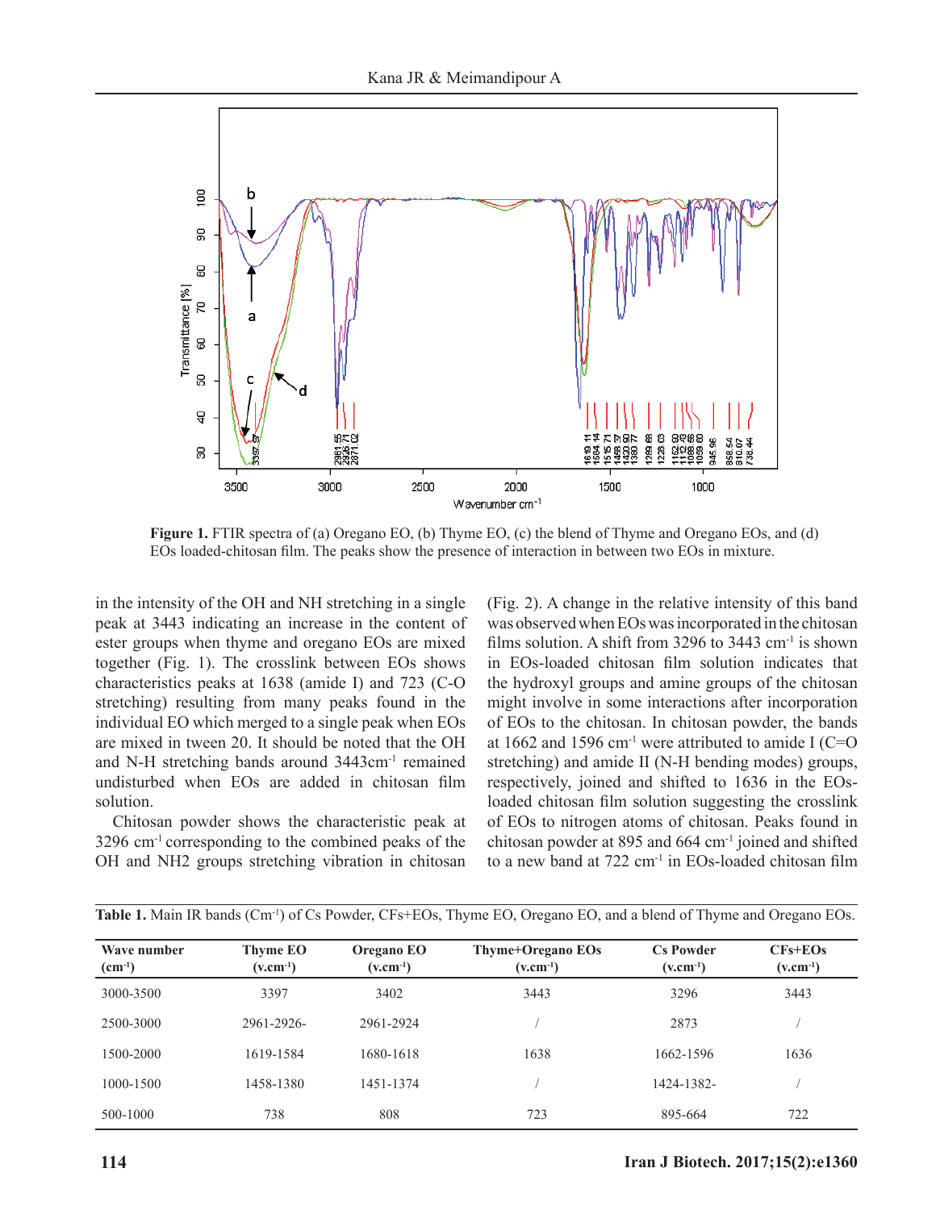**Figure 1.** FTIR spectra of (a) Oregano EO, (b) Thyme EO, (c) the blend of Thyme and Oregano EOs, and (d) EOs loaded-chitosan film. The peaks show the presence of interaction in between two EOs in mixture.

in the intensity of the OH and NH stretching in a single peak at 3443 indicating an increase in the content of ester groups when thyme and oregano EOs are mixed together (Fig. 1). The crosslink between EOs shows characteristics peaks at 1638 (amide I) and 723 (C-O stretching) resulting from many peaks found in the individual EO which merged to a single peak when EOs are mixed in tween 20. It should be noted that the OH and N-H stretching bands around 3443cm$^{-1}$ remained undisturbed when EOs are added in chitosan film solution.

Chitosan powder shows the characteristic peak at 3296 cm$^{-1}$ corresponding to the combined peaks of the OH and NH2 groups stretching vibration in chitosan (Fig. 2). A change in the relative intensity of this band was observed when EOs was incorporated in the chitosan films solution. A shift from 3296 to 3443 cm$^{-1}$ is shown in EOs-loaded chitosan film solution indicates that the hydroxyl groups and amine groups of the chitosan might involve in some interactions after incorporation of EOs to the chitosan. In chitosan powder, the bands at 1662 and 1596 cm$^{-1}$ were attributed to amide I (C=O stretching) and amide II (N-H bending modes) groups, respectively, joined and shifted to 1636 in the EOs-loaded chitosan film solution suggesting the crosslink of EOs to nitrogen atoms of chitosan. Peaks found in chitosan powder at 895 and 664 cm$^{-1}$ joined and shifted to a new band at 722 cm$^{-1}$ in EOs-loaded chitosan film

**Table 1.** Main IR bands (Cm$^{-1}$) of Cs Powder, CFs+EOs, Thyme EO, Oregano EO, and a blend of Thyme and Oregano EOs.

| Wave number (cm$^{-1}$) | Thyme EO (v.cm$^{-1}$) | Oregano EO (v.cm$^{-1}$) | Thyme+Oregano EOs (v.cm$^{-1}$) | Cs Powder (v.cm$^{-1}$) | CFs+EOs (v.cm$^{-1}$) |
|---|---|---|---|---|---|
| 3000-3500 | 3397 | 3402 | 3443 | 3296 | 3443 |
| 2500-3000 | 2961-2926- | 2961-2924 | / | 2873 | / |
| 1500-2000 | 1619-1584 | 1680-1618 | 1638 | 1662-1596 | 1636 |
| 1000-1500 | 1458-1380 | 1451-1374 | / | 1424-1382- | / |
| 500-1000 | 738 | 808 | 723 | 895-664 | 722 |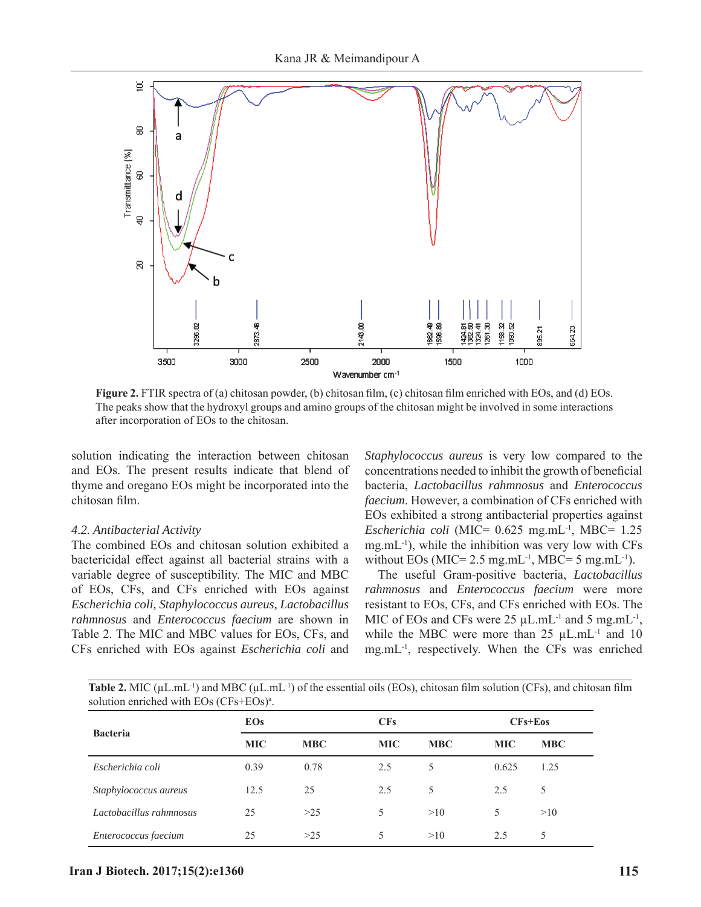**Figure 2.** FTIR spectra of (a) chitosan powder, (b) chitosan film, (c) chitosan film enriched with EOs, and (d) EOs. The peaks show that the hydroxyl groups and amino groups of the chitosan might be involved in some interactions after incorporation of EOs to the chitosan.

solution indicating the interaction between chitosan and EOs. The present results indicate that blend of thyme and oregano EOs might be incorporated into the chitosan film.

### 4.2. Antibacterial Activity

The combined EOs and chitosan solution exhibited a bactericidal effect against all bacterial strains with a variable degree of susceptibility. The MIC and MBC of EOs, CFs, and CFs enriched with EOs against *Escherichia coli, Staphylococcus aureus, Lactobacillus rahmnosus* and *Enterococcus faecium* are shown in Table 2. The MIC and MBC values for EOs, CFs, and CFs enriched with EOs against *Escherichia coli* and *Staphylococcus aureus* is very low compared to the concentrations needed to inhibit the growth of beneficial bacteria, *Lactobacillus rahmnosus* and *Enterococcus faecium*. However, a combination of CFs enriched with EOs exhibited a strong antibacterial properties against *Escherichia coli* (MIC= 0.625 mg.mL$^{-1}$, MBC= 1.25 mg.mL$^{-1}$), while the inhibition was very low with CFs without EOs (MIC= 2.5 mg.mL$^{-1}$, MBC= 5 mg.mL$^{-1}$).

The useful Gram-positive bacteria, *Lactobacillus rahmnosus* and *Enterococcus faecium* were more resistant to EOs, CFs, and CFs enriched with EOs. The MIC of EOs and CFs were 25 µL.mL$^{-1}$ and 5 mg.mL$^{-1}$, while the MBC were more than 25 µL.mL$^{-1}$ and 10 mg.mL$^{-1}$, respectively. When the CFs was enriched

**Table 2.** MIC (µL.mL$^{-1}$) and MBC (µL.mL$^{-1}$) of the essential oils (EOs), chitosan film solution (CFs), and chitosan film solution enriched with EOs (CFs+EOs)[a].

| Bacteria | EOs | | CFs | | CFs+Eos | |
|---|---|---|---|---|---|---|
| | MIC | MBC | MIC | MBC | MIC | MBC |
| *Escherichia coli* | 0.39 | 0.78 | 2.5 | 5 | 0.625 | 1.25 |
| *Staphylococcus aureus* | 12.5 | 25 | 2.5 | 5 | 2.5 | 5 |
| *Lactobacillus rahmnosus* | 25 | >25 | 5 | >10 | 5 | >10 |
| *Enterococcus faecium* | 25 | >25 | 5 | >10 | 2.5 | 5 |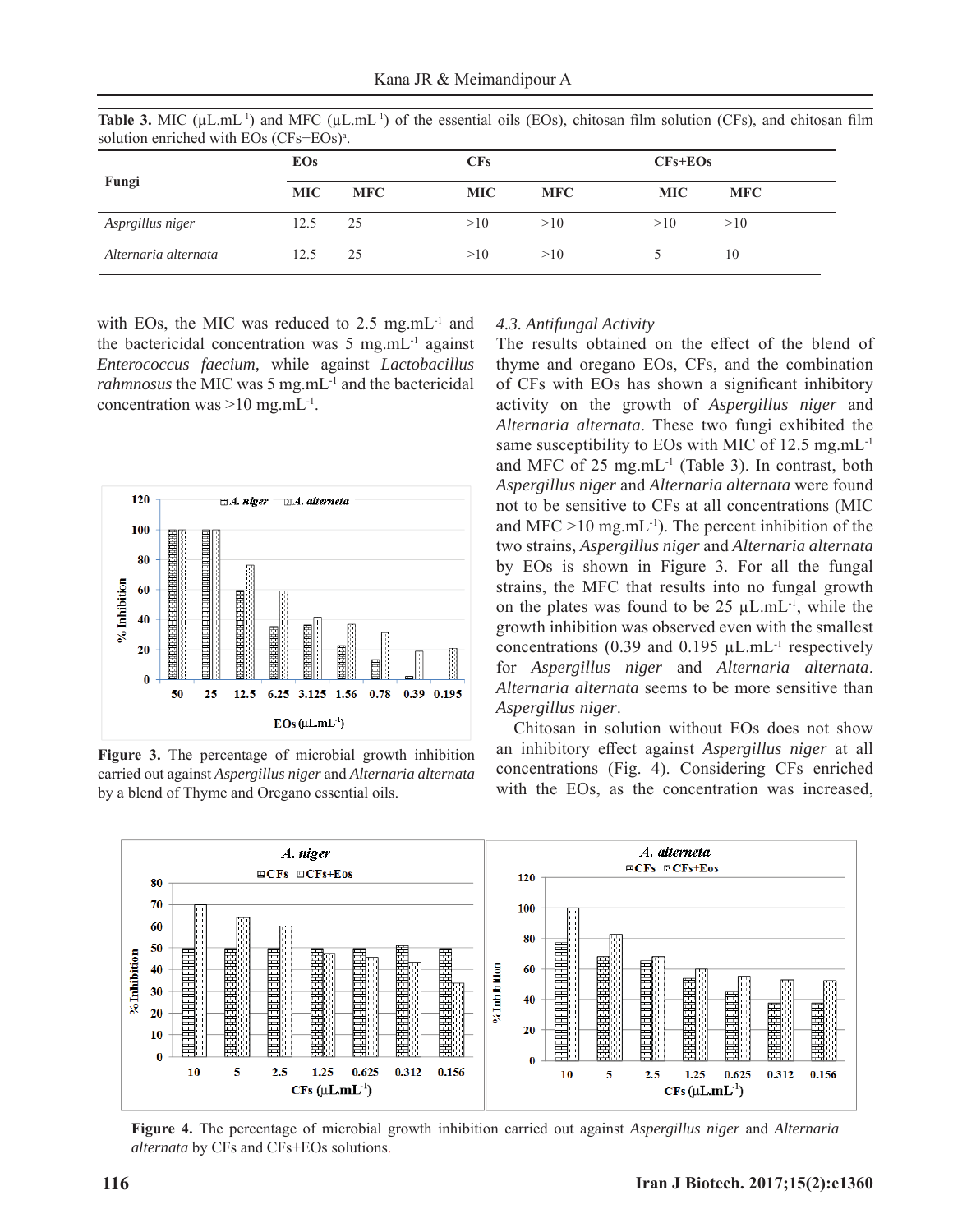**Table 3.** MIC (µL.mL$^{-1}$) and MFC (µL.mL$^{-1}$) of the essential oils (EOs), chitosan film solution (CFs), and chitosan film solution enriched with EOs (CFs+EOs)[a].

| Fungi | EOs | | CFs | | CFs+EOs | |
|---|---|---|---|---|---|---|
| | MIC | MFC | MIC | MFC | MIC | MFC |
| *Asprgillus niger* | 12.5 | 25 | >10 | >10 | >10 | >10 |
| *Alternaria alternata* | 12.5 | 25 | >10 | >10 | 5 | 10 |

with EOs, the MIC was reduced to 2.5 mg.mL$^{-1}$ and the bactericidal concentration was 5 mg.mL$^{-1}$ against *Enterococcus faecium,* while against *Lactobacillus rahmnosus* the MIC was 5 mg.mL$^{-1}$ and the bactericidal concentration was >10 mg.mL$^{-1}$.

**Figure 3.** The percentage of microbial growth inhibition carried out against *Aspergillus niger* and *Alternaria alternata* by a blend of Thyme and Oregano essential oils.

### 4.3. Antifungal Activity

The results obtained on the effect of the blend of thyme and oregano EOs, CFs, and the combination of CFs with EOs has shown a significant inhibitory activity on the growth of *Aspergillus niger* and *Alternaria alternata*. These two fungi exhibited the same susceptibility to EOs with MIC of 12.5 mg.mL$^{-1}$ and MFC of 25 mg.mL$^{-1}$ (Table 3). In contrast, both *Aspergillus niger* and *Alternaria alternata* were found not to be sensitive to CFs at all concentrations (MIC and MFC >10 mg.mL$^{-1}$). The percent inhibition of the two strains, *Aspergillus niger* and *Alternaria alternata* by EOs is shown in Figure 3. For all the fungal strains, the MFC that results into no fungal growth on the plates was found to be 25 µL.mL$^{-1}$, while the growth inhibition was observed even with the smallest concentrations (0.39 and 0.195 µL.mL$^{-1}$ respectively for *Aspergillus niger* and *Alternaria alternata*. *Alternaria alternata* seems to be more sensitive than *Aspergillus niger*.

Chitosan in solution without EOs does not show an inhibitory effect against *Aspergillus niger* at all concentrations (Fig. 4). Considering CFs enriched with the EOs, as the concentration was increased,

**Figure 4.** The percentage of microbial growth inhibition carried out against *Aspergillus niger* and *Alternaria alternata* by CFs and CFs+EOs solutions.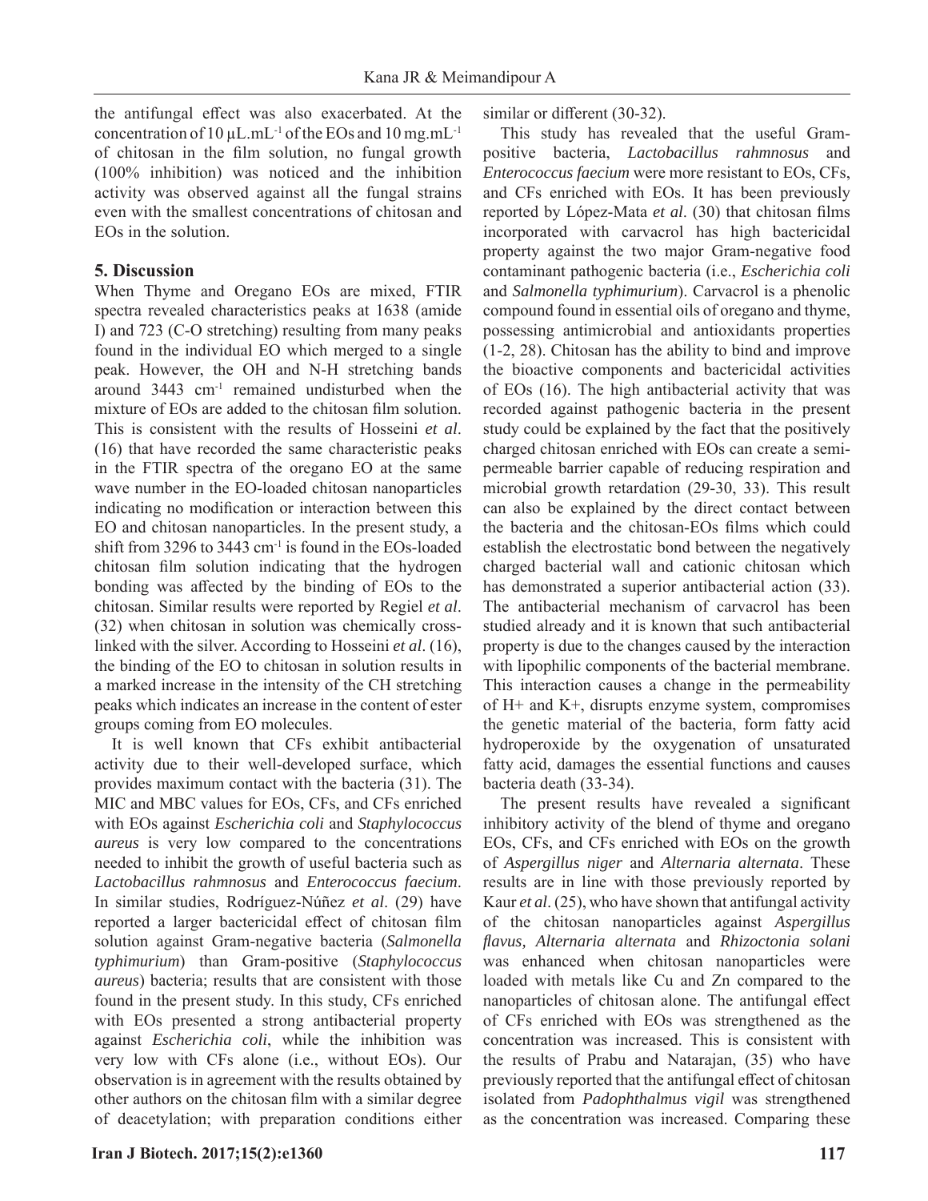the antifungal effect was also exacerbated. At the concentration of 10 μL.mL$^{-1}$ of the EOs and 10 mg.mL$^{-1}$ of chitosan in the film solution, no fungal growth (100% inhibition) was noticed and the inhibition activity was observed against all the fungal strains even with the smallest concentrations of chitosan and EOs in the solution.

## 5. Discussion

When Thyme and Oregano EOs are mixed, FTIR spectra revealed characteristics peaks at 1638 (amide I) and 723 (C-O stretching) resulting from many peaks found in the individual EO which merged to a single peak. However, the OH and N-H stretching bands around 3443 cm$^{-1}$ remained undisturbed when the mixture of EOs are added to the chitosan film solution. This is consistent with the results of Hosseini *et al*. (16) that have recorded the same characteristic peaks in the FTIR spectra of the oregano EO at the same wave number in the EO-loaded chitosan nanoparticles indicating no modification or interaction between this EO and chitosan nanoparticles. In the present study, a shift from 3296 to 3443 cm$^{-1}$ is found in the EOs-loaded chitosan film solution indicating that the hydrogen bonding was affected by the binding of EOs to the chitosan. Similar results were reported by Regiel *et al*. (32) when chitosan in solution was chemically cross-linked with the silver. According to Hosseini *et al*. (16), the binding of the EO to chitosan in solution results in a marked increase in the intensity of the CH stretching peaks which indicates an increase in the content of ester groups coming from EO molecules.

It is well known that CFs exhibit antibacterial activity due to their well-developed surface, which provides maximum contact with the bacteria (31). The MIC and MBC values for EOs, CFs, and CFs enriched with EOs against *Escherichia coli* and *Staphylococcus aureus* is very low compared to the concentrations needed to inhibit the growth of useful bacteria such as *Lactobacillus rahmnosus* and *Enterococcus faecium*. In similar studies, Rodríguez-Núñez *et al*. (29) have reported a larger bactericidal effect of chitosan film solution against Gram-negative bacteria (*Salmonella typhimurium*) than Gram-positive (*Staphylococcus aureus*) bacteria; results that are consistent with those found in the present study. In this study, CFs enriched with EOs presented a strong antibacterial property against *Escherichia coli*, while the inhibition was very low with CFs alone (i.e., without EOs). Our observation is in agreement with the results obtained by other authors on the chitosan film with a similar degree of deacetylation; with preparation conditions either similar or different (30-32).

This study has revealed that the useful Gram-positive bacteria, *Lactobacillus rahmnosus* and *Enterococcus faecium* were more resistant to EOs, CFs, and CFs enriched with EOs. It has been previously reported by López-Mata *et al*. (30) that chitosan films incorporated with carvacrol has high bactericidal property against the two major Gram-negative food contaminant pathogenic bacteria (i.e., *Escherichia coli* and *Salmonella typhimurium*). Carvacrol is a phenolic compound found in essential oils of oregano and thyme, possessing antimicrobial and antioxidants properties (1-2, 28). Chitosan has the ability to bind and improve the bioactive components and bactericidal activities of EOs (16). The high antibacterial activity that was recorded against pathogenic bacteria in the present study could be explained by the fact that the positively charged chitosan enriched with EOs can create a semi-permeable barrier capable of reducing respiration and microbial growth retardation (29-30, 33). This result can also be explained by the direct contact between the bacteria and the chitosan-EOs films which could establish the electrostatic bond between the negatively charged bacterial wall and cationic chitosan which has demonstrated a superior antibacterial action (33). The antibacterial mechanism of carvacrol has been studied already and it is known that such antibacterial property is due to the changes caused by the interaction with lipophilic components of the bacterial membrane. This interaction causes a change in the permeability of $H^+$ and $K^+$, disrupts enzyme system, compromises the genetic material of the bacteria, form fatty acid hydroperoxide by the oxygenation of unsaturated fatty acid, damages the essential functions and causes bacteria death (33-34).

The present results have revealed a significant inhibitory activity of the blend of thyme and oregano EOs, CFs, and CFs enriched with EOs on the growth of *Aspergillus niger* and *Alternaria alternata*. These results are in line with those previously reported by Kaur *et al*. (25), who have shown that antifungal activity of the chitosan nanoparticles against *Aspergillus flavus, Alternaria alternata* and *Rhizoctonia solani* was enhanced when chitosan nanoparticles were loaded with metals like Cu and Zn compared to the nanoparticles of chitosan alone. The antifungal effect of CFs enriched with EOs was strengthened as the concentration was increased. This is consistent with the results of Prabu and Natarajan, (35) who have previously reported that the antifungal effect of chitosan isolated from *Padophthalmus vigil* was strengthened as the concentration was increased. Comparing these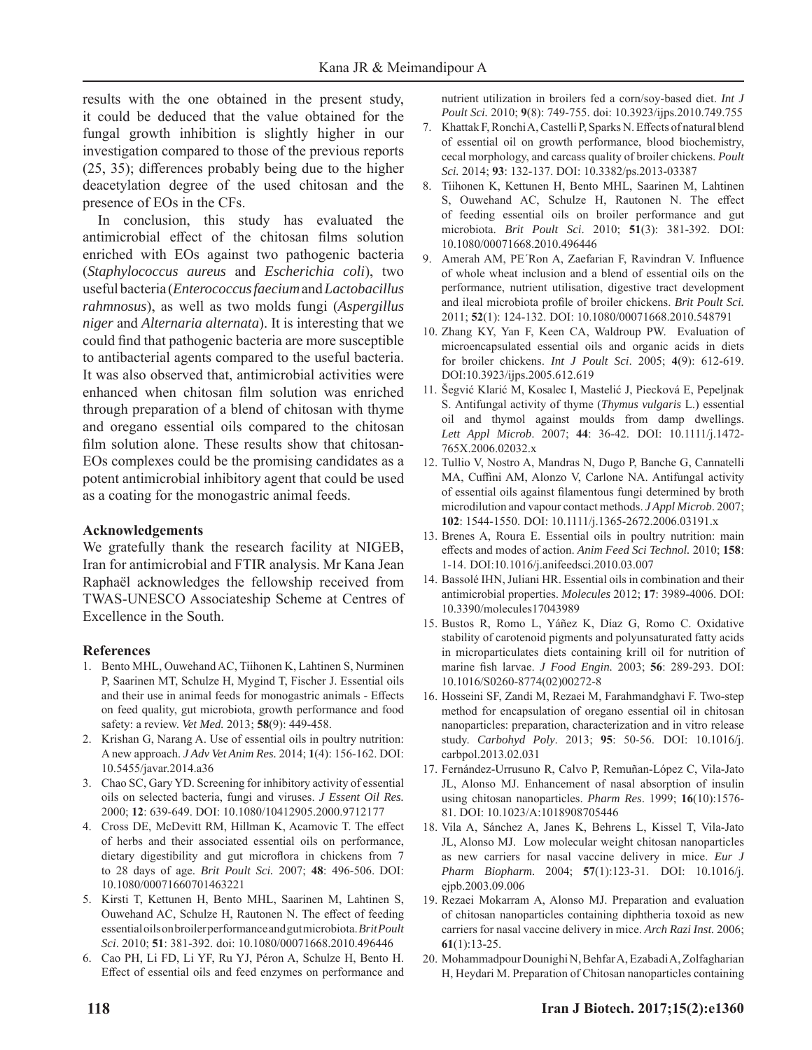results with the one obtained in the present study, it could be deduced that the value obtained for the fungal growth inhibition is slightly higher in our investigation compared to those of the previous reports (25, 35); differences probably being due to the higher deacetylation degree of the used chitosan and the presence of EOs in the CFs.

In conclusion, this study has evaluated the antimicrobial effect of the chitosan films solution enriched with EOs against two pathogenic bacteria (*Staphylococcus aureus* and *Escherichia coli*), two useful bacteria (*Enterococcus faecium* and *Lactobacillus rahmnosus*), as well as two molds fungi (*Aspergillus niger* and *Alternaria alternata*). It is interesting that we could find that pathogenic bacteria are more susceptible to antibacterial agents compared to the useful bacteria. It was also observed that, antimicrobial activities were enhanced when chitosan film solution was enriched through preparation of a blend of chitosan with thyme and oregano essential oils compared to the chitosan film solution alone. These results show that chitosan-EOs complexes could be the promising candidates as a potent antimicrobial inhibitory agent that could be used as a coating for the monogastric animal feeds.

### Acknowledgements

We gratefully thank the research facility at NIGEB, Iran for antimicrobial and FTIR analysis. Mr Kana Jean Raphaël acknowledges the fellowship received from TWAS-UNESCO Associateship Scheme at Centres of Excellence in the South.

### References

1. Bento MHL, Ouwehand AC, Tiihonen K, Lahtinen S, Nurminen P, Saarinen MT, Schulze H, Mygind T, Fischer J. Essential oils and their use in animal feeds for monogastric animals - Effects on feed quality, gut microbiota, growth performance and food safety: a review. *Vet Med.* 2013; **58**(9): 449-458.
2. Krishan G, Narang A. Use of essential oils in poultry nutrition: A new approach. *J Adv Vet Anim Res.* 2014; **1**(4): 156-162. DOI: 10.5455/javar.2014.a36
3. Chao SC, Gary YD. Screening for inhibitory activity of essential oils on selected bacteria, fungi and viruses. *J Essent Oil Res.* 2000; **12**: 639-649. DOI: 10.1080/10412905.2000.9712177
4. Cross DE, McDevitt RM, Hillman K, Acamovic T. The effect of herbs and their associated essential oils on performance, dietary digestibility and gut microflora in chickens from 7 to 28 days of age. *Brit Poult Sci.* 2007; **48**: 496-506. DOI: 10.1080/00071660701463221
5. Kirsti T, Kettunen H, Bento MHL, Saarinen M, Lahtinen S, Ouwehand AC, Schulze H, Rautonen N. The effect of feeding essential oils on broiler performance and gut microbiota. *Brit Poult Sci*. 2010; **51**: 381-392. doi: 10.1080/00071668.2010.496446
6. Cao PH, Li FD, Li YF, Ru YJ, Péron A, Schulze H, Bento H. Effect of essential oils and feed enzymes on performance and nutrient utilization in broilers fed a corn/soy-based diet. *Int J Poult Sci.* 2010; **9**(8): 749-755. doi: 10.3923/ijps.2010.749.755
7. Khattak F, Ronchi A, Castelli P, Sparks N. Effects of natural blend of essential oil on growth performance, blood biochemistry, cecal morphology, and carcass quality of broiler chickens. *Poult Sci.* 2014; **93**: 132-137. DOI: 10.3382/ps.2013-03387
8. Tiihonen K, Kettunen H, Bento MHL, Saarinen M, Lahtinen S, Ouwehand AC, Schulze H, Rautonen N. The effect of feeding essential oils on broiler performance and gut microbiota. *Brit Poult Sci*. 2010; **51**(3): 381-392. DOI: 10.1080/00071668.2010.496446
9. Amerah AM, PE´Ron A, Zaefarian F, Ravindran V. Influence of whole wheat inclusion and a blend of essential oils on the performance, nutrient utilisation, digestive tract development and ileal microbiota profile of broiler chickens. *Brit Poult Sci.* 2011; **52**(1): 124-132. DOI: 10.1080/00071668.2010.548791
10. Zhang KY, Yan F, Keen CA, Waldroup PW. Evaluation of microencapsulated essential oils and organic acids in diets for broiler chickens. *Int J Poult Sci*. 2005; **4**(9): 612-619. DOI:10.3923/ijps.2005.612.619
11. Šegvić Klarić M, Kosalec I, Mastelić J, Piecková E, Pepeljnak S. Antifungal activity of thyme (*Thymus vulgaris* L.) essential oil and thymol against moulds from damp dwellings. *Lett Appl Microb*. 2007; **44**: 36-42. DOI: 10.1111/j.1472-765X.2006.02032.x
12. Tullio V, Nostro A, Mandras N, Dugo P, Banche G, Cannatelli MA, Cuffini AM, Alonzo V, Carlone NA. Antifungal activity of essential oils against filamentous fungi determined by broth microdilution and vapour contact methods. *J Appl Microb*. 2007; **102**: 1544-1550. DOI: 10.1111/j.1365-2672.2006.03191.x
13. Brenes A, Roura E. Essential oils in poultry nutrition: main effects and modes of action. *Anim Feed Sci Technol.* 2010; **158**: 1-14. DOI:10.1016/j.anifeedsci.2010.03.007
14. Bassolé IHN, Juliani HR. Essential oils in combination and their antimicrobial properties. *Molecules* 2012; **17**: 3989-4006. DOI: 10.3390/molecules17043989
15. Bustos R, Romo L, Yáñez K, Díaz G, Romo C. Oxidative stability of carotenoid pigments and polyunsaturated fatty acids in microparticulates diets containing krill oil for nutrition of marine fish larvae. *J Food Engin.* 2003; **56**: 289-293. DOI: 10.1016/S0260-8774(02)00272-8
16. Hosseini SF, Zandi M, Rezaei M, Farahmandghavi F. Two-step method for encapsulation of oregano essential oil in chitosan nanoparticles: preparation, characterization and in vitro release study. *Carbohyd Poly*. 2013; **95**: 50-56. DOI: 10.1016/j.carbpol.2013.02.031
17. Fernández-Urrusuno R, Calvo P, Remuñan-López C, Vila-Jato JL, Alonso MJ. Enhancement of nasal absorption of insulin using chitosan nanoparticles. *Pharm Res*. 1999; **16**(10):1576-81. DOI: 10.1023/A:1018908705446
18. Vila A, Sánchez A, Janes K, Behrens L, Kissel T, Vila-Jato JL, Alonso MJ. Low molecular weight chitosan nanoparticles as new carriers for nasal vaccine delivery in mice. *Eur J Pharm Biopharm.* 2004; **57**(1):123-31. DOI: 10.1016/j.ejpb.2003.09.006
19. Rezaei Mokarram A, Alonso MJ. Preparation and evaluation of chitosan nanoparticles containing diphtheria toxoid as new carriers for nasal vaccine delivery in mice. *Arch Razi Inst.* 2006; **61**(1):13-25.
20. Mohammadpour Dounighi N, Behfar A, Ezabadi A, Zolfagharian H, Heydari M. Preparation of Chitosan nanoparticles containing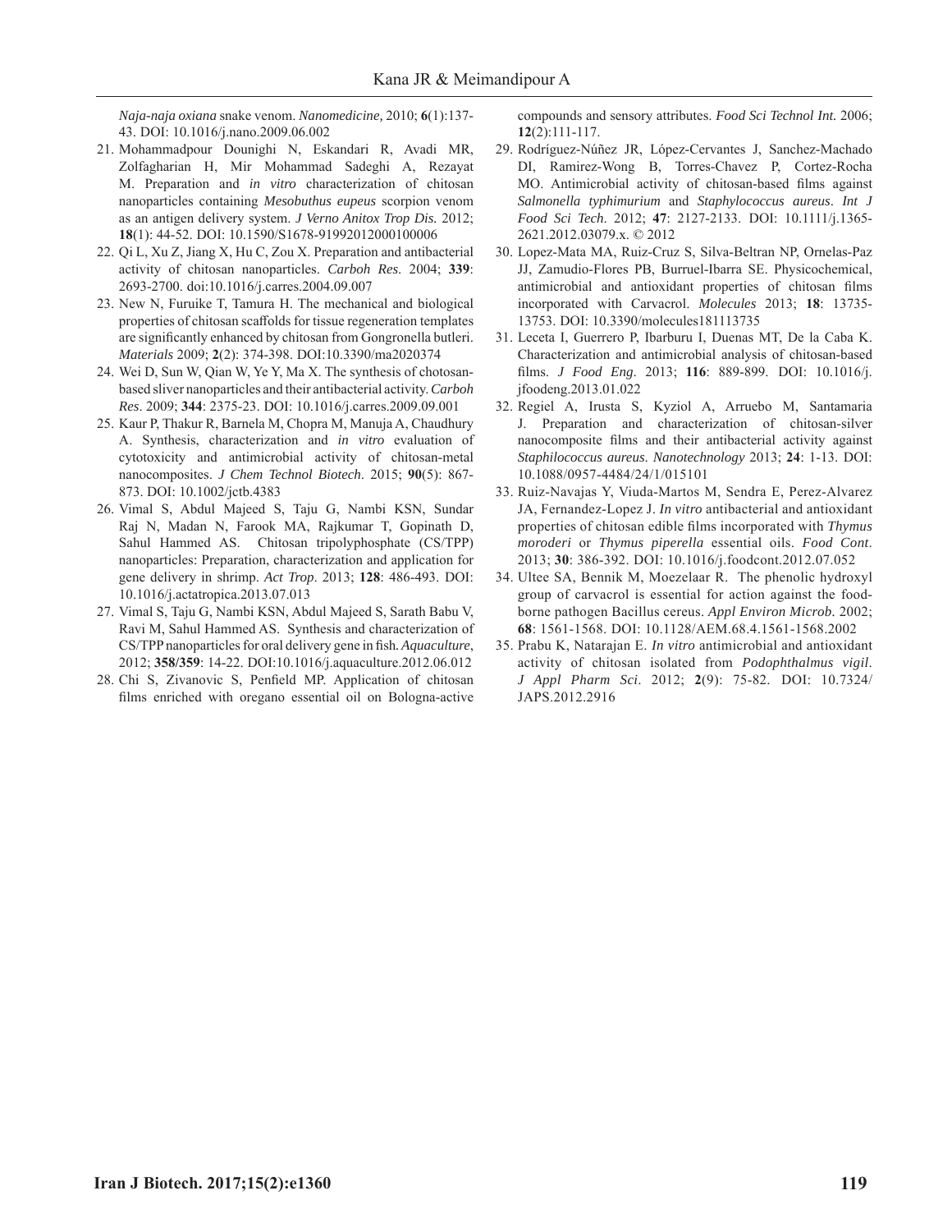*Naja-naja oxiana* snake venom. *Nanomedicine,* 2010; **6**(1):137-43. DOI: 10.1016/j.nano.2009.06.002

21. Mohammadpour Dounighi N, Eskandari R, Avadi MR, Zolfagharian H, Mir Mohammad Sadeghi A, Rezayat M. Preparation and *in vitro* characterization of chitosan nanoparticles containing *Mesobuthus eupeus* scorpion venom as an antigen delivery system. *J Verno Anitox Trop Dis.* 2012; **18**(1): 44-52. DOI: 10.1590/S1678-91992012000100006
22. Qi L, Xu Z, Jiang X, Hu C, Zou X. Preparation and antibacterial activity of chitosan nanoparticles. *Carboh Res*. 2004; **339**: 2693-2700. doi:10.1016/j.carres.2004.09.007
23. New N, Furuike T, Tamura H. The mechanical and biological properties of chitosan scaffolds for tissue regeneration templates are significantly enhanced by chitosan from Gongronella butleri. *Materials* 2009; **2**(2): 374-398. DOI:10.3390/ma2020374
24. Wei D, Sun W, Qian W, Ye Y, Ma X. The synthesis of chotosan-based sliver nanoparticles and their antibacterial activity. *Carboh Res*. 2009; **344**: 2375-23. DOI: 10.1016/j.carres.2009.09.001
25. Kaur P, Thakur R, Barnela M, Chopra M, Manuja A, Chaudhury A. Synthesis, characterization and *in vitro* evaluation of cytotoxicity and antimicrobial activity of chitosan-metal nanocomposites. *J Chem Technol Biotech*. 2015; **90**(5): 867-873. DOI: 10.1002/jctb.4383
26. Vimal S, Abdul Majeed S, Taju G, Nambi KSN, Sundar Raj N, Madan N, Farook MA, Rajkumar T, Gopinath D, Sahul Hammed AS. Chitosan tripolyphosphate (CS/TPP) nanoparticles: Preparation, characterization and application for gene delivery in shrimp. *Act Trop*. 2013; **128**: 486-493. DOI: 10.1016/j.actatropica.2013.07.013
27. Vimal S, Taju G, Nambi KSN, Abdul Majeed S, Sarath Babu V, Ravi M, Sahul Hammed AS. Synthesis and characterization of CS/TPP nanoparticles for oral delivery gene in fish. *Aquaculture*, 2012; **358/359**: 14-22. DOI:10.1016/j.aquaculture.2012.06.012
28. Chi S, Zivanovic S, Penfield MP. Application of chitosan films enriched with oregano essential oil on Bologna-active compounds and sensory attributes. *Food Sci Technol Int.* 2006; **12**(2):111-117.
29. Rodríguez-Núñez JR, López-Cervantes J, Sanchez-Machado DI, Ramirez-Wong B, Torres-Chavez P, Cortez-Rocha MO. Antimicrobial activity of chitosan-based films against *Salmonella typhimurium* and *Staphylococcus aureus*. *Int J Food Sci Tech*. 2012; **47**: 2127-2133. DOI: 10.1111/j.1365-2621.2012.03079.x. © 2012
30. Lopez-Mata MA, Ruiz-Cruz S, Silva-Beltran NP, Ornelas-Paz JJ, Zamudio-Flores PB, Burruel-Ibarra SE. Physicochemical, antimicrobial and antioxidant properties of chitosan films incorporated with Carvacrol. *Molecules* 2013; **18**: 13735-13753. DOI: 10.3390/molecules181113735
31. Leceta I, Guerrero P, Ibarburu I, Duenas MT, De la Caba K. Characterization and antimicrobial analysis of chitosan-based films. *J Food Eng*. 2013; **116**: 889-899. DOI: 10.1016/j.jfoodeng.2013.01.022
32. Regiel A, Irusta S, Kyziol A, Arruebo M, Santamaria J. Preparation and characterization of chitosan-silver nanocomposite films and their antibacterial activity against *Staphilococcus aureus*. *Nanotechnology* 2013; **24**: 1-13. DOI: 10.1088/0957-4484/24/1/015101
33. Ruiz-Navajas Y, Viuda-Martos M, Sendra E, Perez-Alvarez JA, Fernandez-Lopez J. *In vitro* antibacterial and antioxidant properties of chitosan edible films incorporated with *Thymus moroderi* or *Thymus piperella* essential oils. *Food Cont*. 2013; **30**: 386-392. DOI: 10.1016/j.foodcont.2012.07.052
34. Ultee SA, Bennik M, Moezelaar R. The phenolic hydroxyl group of carvacrol is essential for action against the food-borne pathogen Bacillus cereus. *Appl Environ Microb.* 2002; **68**: 1561-1568. DOI: 10.1128/AEM.68.4.1561-1568.2002
35. Prabu K, Natarajan E. *In vitro* antimicrobial and antioxidant activity of chitosan isolated from *Podophthalmus vigil*. *J Appl Pharm Sci*. 2012; **2**(9): 75-82. DOI: 10.7324/JAPS.2012.2916